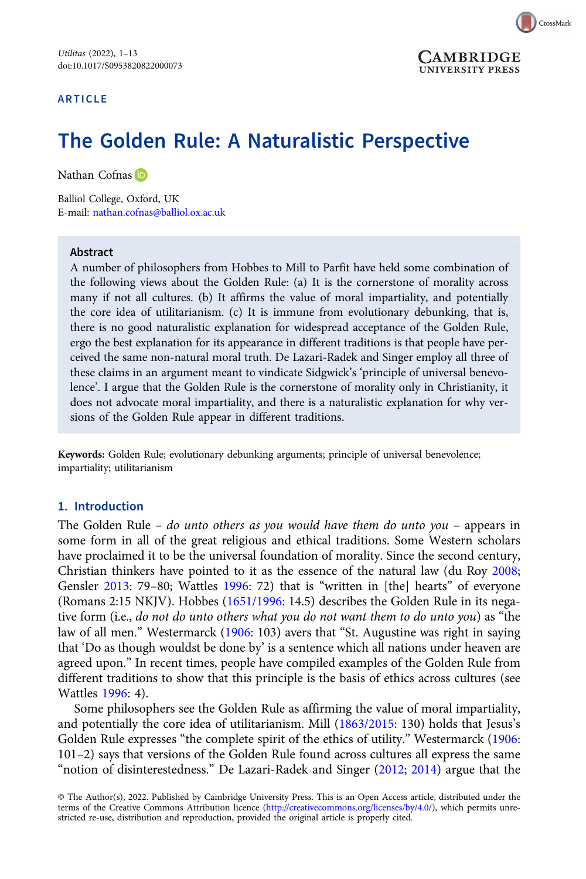ARTICLE

# The Golden Rule: A Naturalistic Perspective

Nathan Cofnas

Balliol College, Oxford, UK
E-mail: nathan.cofnas@balliol.ox.ac.uk

## Abstract

A number of philosophers from Hobbes to Mill to Parfit have held some combination of the following views about the Golden Rule: (a) It is the cornerstone of morality across many if not all cultures. (b) It affirms the value of moral impartiality, and potentially the core idea of utilitarianism. (c) It is immune from evolutionary debunking, that is, there is no good naturalistic explanation for widespread acceptance of the Golden Rule, ergo the best explanation for its appearance in different traditions is that people have perceived the same non-natural moral truth. De Lazari-Radek and Singer employ all three of these claims in an argument meant to vindicate Sidgwick's 'principle of universal benevolence'. I argue that the Golden Rule is the cornerstone of morality only in Christianity, it does not advocate moral impartiality, and there is a naturalistic explanation for why versions of the Golden Rule appear in different traditions.

**Keywords:** Golden Rule; evolutionary debunking arguments; principle of universal benevolence; impartiality; utilitarianism

## 1. Introduction

The Golden Rule – *do unto others as you would have them do unto you* – appears in some form in all of the great religious and ethical traditions. Some Western scholars have proclaimed it to be the universal foundation of morality. Since the second century, Christian thinkers have pointed to it as the essence of the natural law (du Roy 2008; Gensler 2013: 79–80; Wattles 1996: 72) that is "written in [the] hearts" of everyone (Romans 2:15 NKJV). Hobbes (1651/1996: 14.5) describes the Golden Rule in its negative form (i.e., *do not do unto others what you do not want them to do unto you*) as "the law of all men." Westermarck (1906: 103) avers that "St. Augustine was right in saying that 'Do as though wouldst be done by' is a sentence which all nations under heaven are agreed upon." In recent times, people have compiled examples of the Golden Rule from different traditions to show that this principle is the basis of ethics across cultures (see Wattles 1996: 4).

Some philosophers see the Golden Rule as affirming the value of moral impartiality, and potentially the core idea of utilitarianism. Mill (1863/2015: 130) holds that Jesus's Golden Rule expresses "the complete spirit of the ethics of utility." Westermarck (1906: 101–2) says that versions of the Golden Rule found across cultures all express the same "notion of disinterestedness." De Lazari-Radek and Singer (2012; 2014) argue that the

© The Author(s), 2022. Published by Cambridge University Press. This is an Open Access article, distributed under the terms of the Creative Commons Attribution licence (http://creativecommons.org/licenses/by/4.0/), which permits unrestricted re-use, distribution and reproduction, provided the original article is properly cited.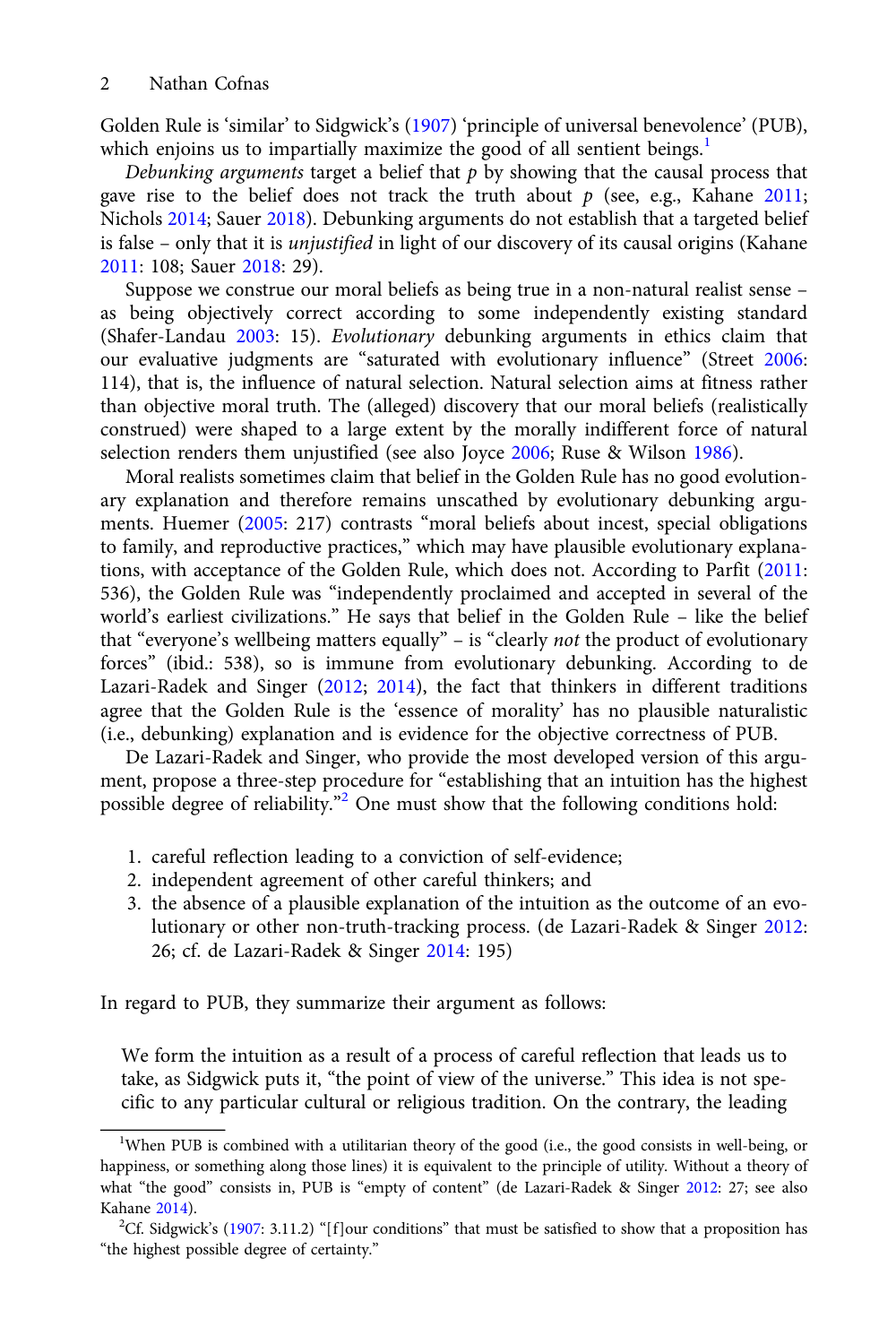Golden Rule is 'similar' to Sidgwick's (1907) 'principle of universal benevolence' (PUB), which enjoins us to impartially maximize the good of all sentient beings.[1]

*Debunking arguments* target a belief that *p* by showing that the causal process that gave rise to the belief does not track the truth about *p* (see, e.g., Kahane 2011; Nichols 2014; Sauer 2018). Debunking arguments do not establish that a targeted belief is false – only that it is *unjustified* in light of our discovery of its causal origins (Kahane 2011: 108; Sauer 2018: 29).

Suppose we construe our moral beliefs as being true in a non-natural realist sense – as being objectively correct according to some independently existing standard (Shafer-Landau 2003: 15). *Evolutionary* debunking arguments in ethics claim that our evaluative judgments are "saturated with evolutionary influence" (Street 2006: 114), that is, the influence of natural selection. Natural selection aims at fitness rather than objective moral truth. The (alleged) discovery that our moral beliefs (realistically construed) were shaped to a large extent by the morally indifferent force of natural selection renders them unjustified (see also Joyce 2006; Ruse & Wilson 1986).

Moral realists sometimes claim that belief in the Golden Rule has no good evolutionary explanation and therefore remains unscathed by evolutionary debunking arguments. Huemer (2005: 217) contrasts "moral beliefs about incest, special obligations to family, and reproductive practices," which may have plausible evolutionary explanations, with acceptance of the Golden Rule, which does not. According to Parfit (2011: 536), the Golden Rule was "independently proclaimed and accepted in several of the world's earliest civilizations." He says that belief in the Golden Rule – like the belief that "everyone's wellbeing matters equally" – is "clearly *not* the product of evolutionary forces" (ibid.: 538), so is immune from evolutionary debunking. According to de Lazari-Radek and Singer (2012; 2014), the fact that thinkers in different traditions agree that the Golden Rule is the 'essence of morality' has no plausible naturalistic (i.e., debunking) explanation and is evidence for the objective correctness of PUB.

De Lazari-Radek and Singer, who provide the most developed version of this argument, propose a three-step procedure for "establishing that an intuition has the highest possible degree of reliability."[2] One must show that the following conditions hold:

1. careful reflection leading to a conviction of self-evidence;
2. independent agreement of other careful thinkers; and
3. the absence of a plausible explanation of the intuition as the outcome of an evolutionary or other non-truth-tracking process. (de Lazari-Radek & Singer 2012: 26; cf. de Lazari-Radek & Singer 2014: 195)

In regard to PUB, they summarize their argument as follows:

> We form the intuition as a result of a process of careful reflection that leads us to take, as Sidgwick puts it, "the point of view of the universe." This idea is not specific to any particular cultural or religious tradition. On the contrary, the leading

---

[1] When PUB is combined with a utilitarian theory of the good (i.e., the good consists in well-being, or happiness, or something along those lines) it is equivalent to the principle of utility. Without a theory of what "the good" consists in, PUB is "empty of content" (de Lazari-Radek & Singer 2012: 27; see also Kahane 2014).

[2] Cf. Sidgwick's (1907: 3.11.2) "[f]our conditions" that must be satisfied to show that a proposition has "the highest possible degree of certainty."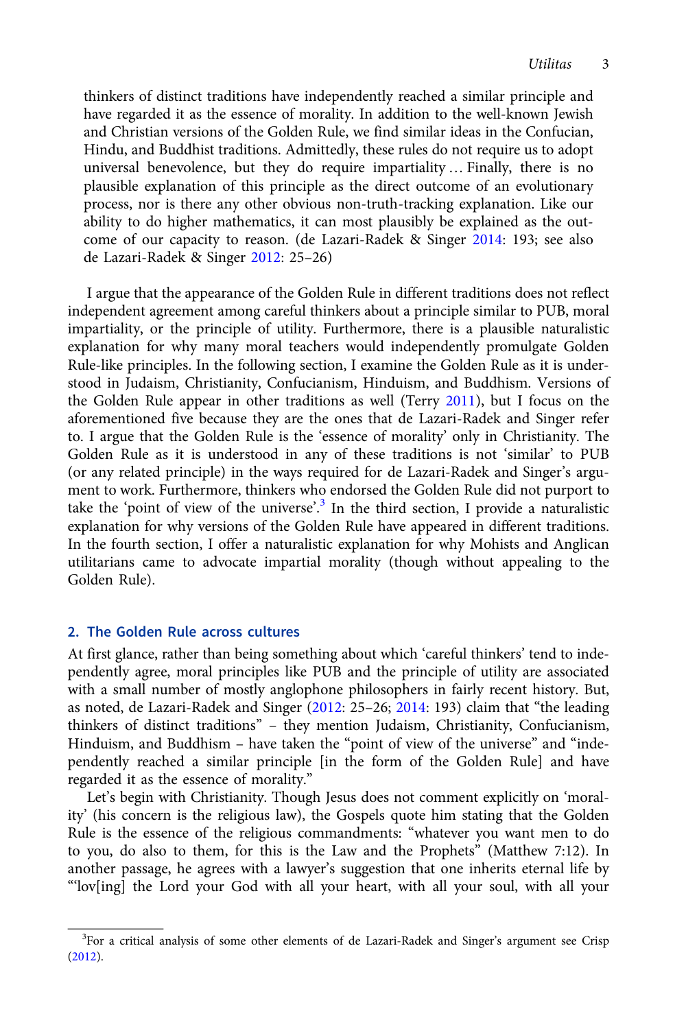thinkers of distinct traditions have independently reached a similar principle and have regarded it as the essence of morality. In addition to the well-known Jewish and Christian versions of the Golden Rule, we find similar ideas in the Confucian, Hindu, and Buddhist traditions. Admittedly, these rules do not require us to adopt universal benevolence, but they do require impartiality … Finally, there is no plausible explanation of this principle as the direct outcome of an evolutionary process, nor is there any other obvious non-truth-tracking explanation. Like our ability to do higher mathematics, it can most plausibly be explained as the outcome of our capacity to reason. (de Lazari-Radek & Singer 2014: 193; see also de Lazari-Radek & Singer 2012: 25–26)

I argue that the appearance of the Golden Rule in different traditions does not reflect independent agreement among careful thinkers about a principle similar to PUB, moral impartiality, or the principle of utility. Furthermore, there is a plausible naturalistic explanation for why many moral teachers would independently promulgate Golden Rule-like principles. In the following section, I examine the Golden Rule as it is understood in Judaism, Christianity, Confucianism, Hinduism, and Buddhism. Versions of the Golden Rule appear in other traditions as well (Terry 2011), but I focus on the aforementioned five because they are the ones that de Lazari-Radek and Singer refer to. I argue that the Golden Rule is the 'essence of morality' only in Christianity. The Golden Rule as it is understood in any of these traditions is not 'similar' to PUB (or any related principle) in the ways required for de Lazari-Radek and Singer's argument to work. Furthermore, thinkers who endorsed the Golden Rule did not purport to take the 'point of view of the universe'.[3] In the third section, I provide a naturalistic explanation for why versions of the Golden Rule have appeared in different traditions. In the fourth section, I offer a naturalistic explanation for why Mohists and Anglican utilitarians came to advocate impartial morality (though without appealing to the Golden Rule).

## 2. The Golden Rule across cultures

At first glance, rather than being something about which 'careful thinkers' tend to independently agree, moral principles like PUB and the principle of utility are associated with a small number of mostly anglophone philosophers in fairly recent history. But, as noted, de Lazari-Radek and Singer (2012: 25–26; 2014: 193) claim that "the leading thinkers of distinct traditions" – they mention Judaism, Christianity, Confucianism, Hinduism, and Buddhism – have taken the "point of view of the universe" and "independently reached a similar principle [in the form of the Golden Rule] and have regarded it as the essence of morality."

Let's begin with Christianity. Though Jesus does not comment explicitly on 'morality' (his concern is the religious law), the Gospels quote him stating that the Golden Rule is the essence of the religious commandments: "whatever you want men to do to you, do also to them, for this is the Law and the Prophets" (Matthew 7:12). In another passage, he agrees with a lawyer's suggestion that one inherits eternal life by "'lov[ing] the Lord your God with all your heart, with all your soul, with all your

[3] For a critical analysis of some other elements of de Lazari-Radek and Singer's argument see Crisp (2012).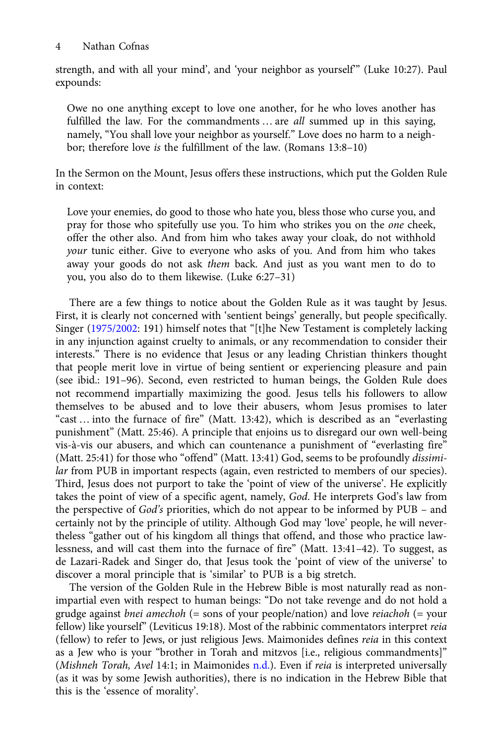strength, and with all your mind', and 'your neighbor as yourself'" (Luke 10:27). Paul expounds:

> Owe no one anything except to love one another, for he who loves another has fulfilled the law. For the commandments … are *all* summed up in this saying, namely, "You shall love your neighbor as yourself." Love does no harm to a neighbor; therefore love *is* the fulfillment of the law. (Romans 13:8–10)

In the Sermon on the Mount, Jesus offers these instructions, which put the Golden Rule in context:

> Love your enemies, do good to those who hate you, bless those who curse you, and pray for those who spitefully use you. To him who strikes you on the *one* cheek, offer the other also. And from him who takes away your cloak, do not withhold *your* tunic either. Give to everyone who asks of you. And from him who takes away your goods do not ask *them* back. And just as you want men to do to you, you also do to them likewise. (Luke 6:27–31)

There are a few things to notice about the Golden Rule as it was taught by Jesus. First, it is clearly not concerned with 'sentient beings' generally, but people specifically. Singer (1975/2002: 191) himself notes that "[t]he New Testament is completely lacking in any injunction against cruelty to animals, or any recommendation to consider their interests." There is no evidence that Jesus or any leading Christian thinkers thought that people merit love in virtue of being sentient or experiencing pleasure and pain (see ibid.: 191–96). Second, even restricted to human beings, the Golden Rule does not recommend impartially maximizing the good. Jesus tells his followers to allow themselves to be abused and to love their abusers, whom Jesus promises to later "cast … into the furnace of fire" (Matt. 13:42), which is described as an "everlasting punishment" (Matt. 25:46). A principle that enjoins us to disregard our own well-being vis-à-vis our abusers, and which can countenance a punishment of "everlasting fire" (Matt. 25:41) for those who "offend" (Matt. 13:41) God, seems to be profoundly *dissimilar* from PUB in important respects (again, even restricted to members of our species). Third, Jesus does not purport to take the 'point of view of the universe'. He explicitly takes the point of view of a specific agent, namely, *God*. He interprets God's law from the perspective of *God's* priorities, which do not appear to be informed by PUB – and certainly not by the principle of utility. Although God may 'love' people, he will nevertheless "gather out of his kingdom all things that offend, and those who practice lawlessness, and will cast them into the furnace of fire" (Matt. 13:41–42). To suggest, as de Lazari-Radek and Singer do, that Jesus took the 'point of view of the universe' to discover a moral principle that is 'similar' to PUB is a big stretch.

The version of the Golden Rule in the Hebrew Bible is most naturally read as non-impartial even with respect to human beings: "Do not take revenge and do not hold a grudge against *bnei amechoh* (= sons of your people/nation) and love *reiachoh* (= your fellow) like yourself" (Leviticus 19:18). Most of the rabbinic commentators interpret *reia* (fellow) to refer to Jews, or just religious Jews. Maimonides defines *reia* in this context as a Jew who is your "brother in Torah and mitzvos [i.e., religious commandments]" (*Mishneh Torah, Avel* 14:1; in Maimonides n.d.). Even if *reia* is interpreted universally (as it was by some Jewish authorities), there is no indication in the Hebrew Bible that this is the 'essence of morality'.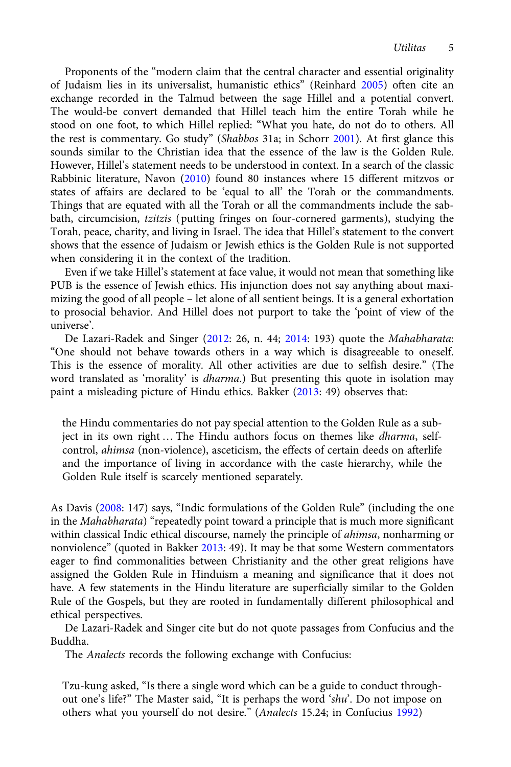Proponents of the "modern claim that the central character and essential originality of Judaism lies in its universalist, humanistic ethics" (Reinhard 2005) often cite an exchange recorded in the Talmud between the sage Hillel and a potential convert. The would-be convert demanded that Hillel teach him the entire Torah while he stood on one foot, to which Hillel replied: "What you hate, do not do to others. All the rest is commentary. Go study" (*Shabbos* 31a; in Schorr 2001). At first glance this sounds similar to the Christian idea that the essence of the law is the Golden Rule. However, Hillel's statement needs to be understood in context. In a search of the classic Rabbinic literature, Navon (2010) found 80 instances where 15 different mitzvos or states of affairs are declared to be 'equal to all' the Torah or the commandments. Things that are equated with all the Torah or all the commandments include the sabbath, circumcision, *tzitzis* (putting fringes on four-cornered garments), studying the Torah, peace, charity, and living in Israel. The idea that Hillel's statement to the convert shows that the essence of Judaism or Jewish ethics is the Golden Rule is not supported when considering it in the context of the tradition.

Even if we take Hillel's statement at face value, it would not mean that something like PUB is the essence of Jewish ethics. His injunction does not say anything about maximizing the good of all people – let alone of all sentient beings. It is a general exhortation to prosocial behavior. And Hillel does not purport to take the 'point of view of the universe'.

De Lazari-Radek and Singer (2012: 26, n. 44; 2014: 193) quote the *Mahabharata*: "One should not behave towards others in a way which is disagreeable to oneself. This is the essence of morality. All other activities are due to selfish desire." (The word translated as 'morality' is *dharma*.) But presenting this quote in isolation may paint a misleading picture of Hindu ethics. Bakker (2013: 49) observes that:

> the Hindu commentaries do not pay special attention to the Golden Rule as a subject in its own right … The Hindu authors focus on themes like *dharma*, self-control, *ahimsa* (non-violence), asceticism, the effects of certain deeds on afterlife and the importance of living in accordance with the caste hierarchy, while the Golden Rule itself is scarcely mentioned separately.

As Davis (2008: 147) says, "Indic formulations of the Golden Rule" (including the one in the *Mahabharata*) "repeatedly point toward a principle that is much more significant within classical Indic ethical discourse, namely the principle of *ahimsa*, nonharming or nonviolence" (quoted in Bakker 2013: 49). It may be that some Western commentators eager to find commonalities between Christianity and the other great religions have assigned the Golden Rule in Hinduism a meaning and significance that it does not have. A few statements in the Hindu literature are superficially similar to the Golden Rule of the Gospels, but they are rooted in fundamentally different philosophical and ethical perspectives.

De Lazari-Radek and Singer cite but do not quote passages from Confucius and the Buddha.

The *Analects* records the following exchange with Confucius:

> Tzu-kung asked, "Is there a single word which can be a guide to conduct throughout one's life?" The Master said, "It is perhaps the word '*shu*'. Do not impose on others what you yourself do not desire." (*Analects* 15.24; in Confucius 1992)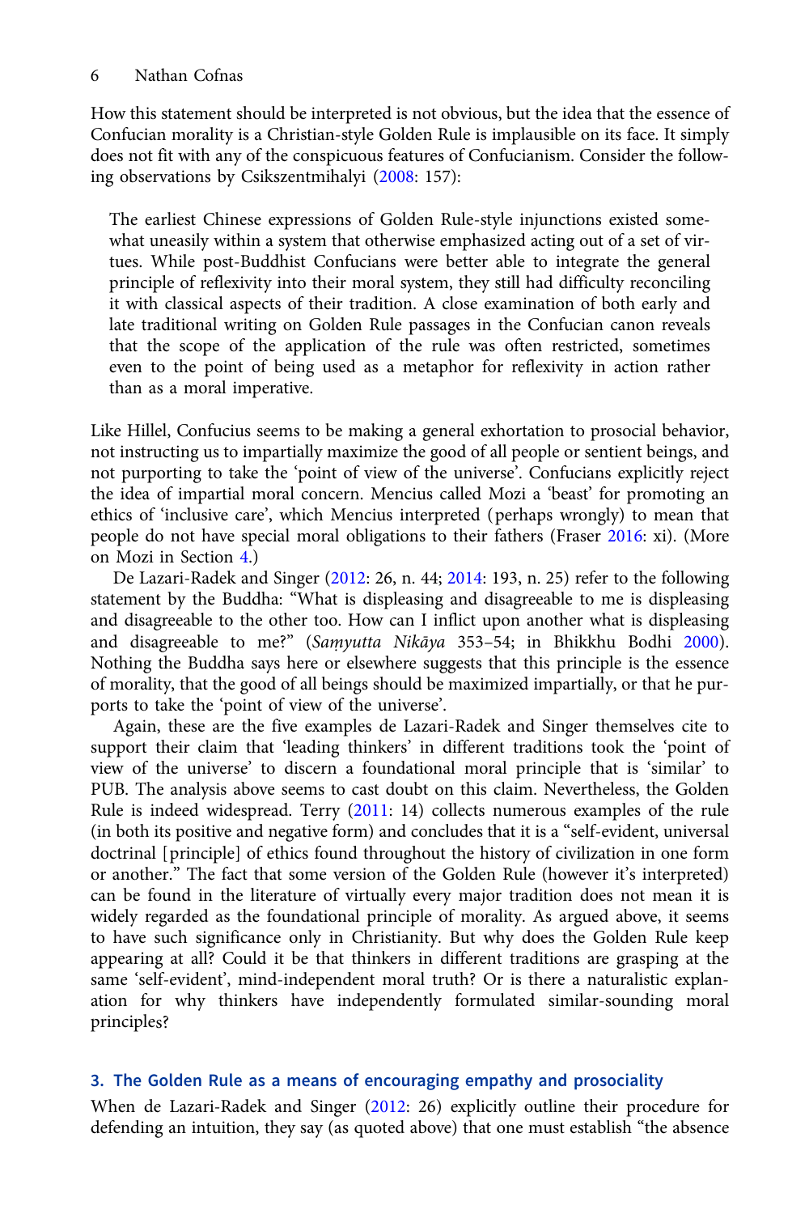How this statement should be interpreted is not obvious, but the idea that the essence of Confucian morality is a Christian-style Golden Rule is implausible on its face. It simply does not fit with any of the conspicuous features of Confucianism. Consider the following observations by Csikszentmihalyi (2008: 157):

> The earliest Chinese expressions of Golden Rule-style injunctions existed somewhat uneasily within a system that otherwise emphasized acting out of a set of virtues. While post-Buddhist Confucians were better able to integrate the general principle of reflexivity into their moral system, they still had difficulty reconciling it with classical aspects of their tradition. A close examination of both early and late traditional writing on Golden Rule passages in the Confucian canon reveals that the scope of the application of the rule was often restricted, sometimes even to the point of being used as a metaphor for reflexivity in action rather than as a moral imperative.

Like Hillel, Confucius seems to be making a general exhortation to prosocial behavior, not instructing us to impartially maximize the good of all people or sentient beings, and not purporting to take the 'point of view of the universe'. Confucians explicitly reject the idea of impartial moral concern. Mencius called Mozi a 'beast' for promoting an ethics of 'inclusive care', which Mencius interpreted (perhaps wrongly) to mean that people do not have special moral obligations to their fathers (Fraser 2016: xi). (More on Mozi in Section 4.)

De Lazari-Radek and Singer (2012: 26, n. 44; 2014: 193, n. 25) refer to the following statement by the Buddha: "What is displeasing and disagreeable to me is displeasing and disagreeable to the other too. How can I inflict upon another what is displeasing and disagreeable to me?" (*Saṃyutta Nikāya* 353–54; in Bhikkhu Bodhi 2000). Nothing the Buddha says here or elsewhere suggests that this principle is the essence of morality, that the good of all beings should be maximized impartially, or that he purports to take the 'point of view of the universe'.

Again, these are the five examples de Lazari-Radek and Singer themselves cite to support their claim that 'leading thinkers' in different traditions took the 'point of view of the universe' to discern a foundational moral principle that is 'similar' to PUB. The analysis above seems to cast doubt on this claim. Nevertheless, the Golden Rule is indeed widespread. Terry (2011: 14) collects numerous examples of the rule (in both its positive and negative form) and concludes that it is a "self-evident, universal doctrinal [principle] of ethics found throughout the history of civilization in one form or another." The fact that some version of the Golden Rule (however it's interpreted) can be found in the literature of virtually every major tradition does not mean it is widely regarded as the foundational principle of morality. As argued above, it seems to have such significance only in Christianity. But why does the Golden Rule keep appearing at all? Could it be that thinkers in different traditions are grasping at the same 'self-evident', mind-independent moral truth? Or is there a naturalistic explanation for why thinkers have independently formulated similar-sounding moral principles?

## 3. The Golden Rule as a means of encouraging empathy and prosociality

When de Lazari-Radek and Singer (2012: 26) explicitly outline their procedure for defending an intuition, they say (as quoted above) that one must establish "the absence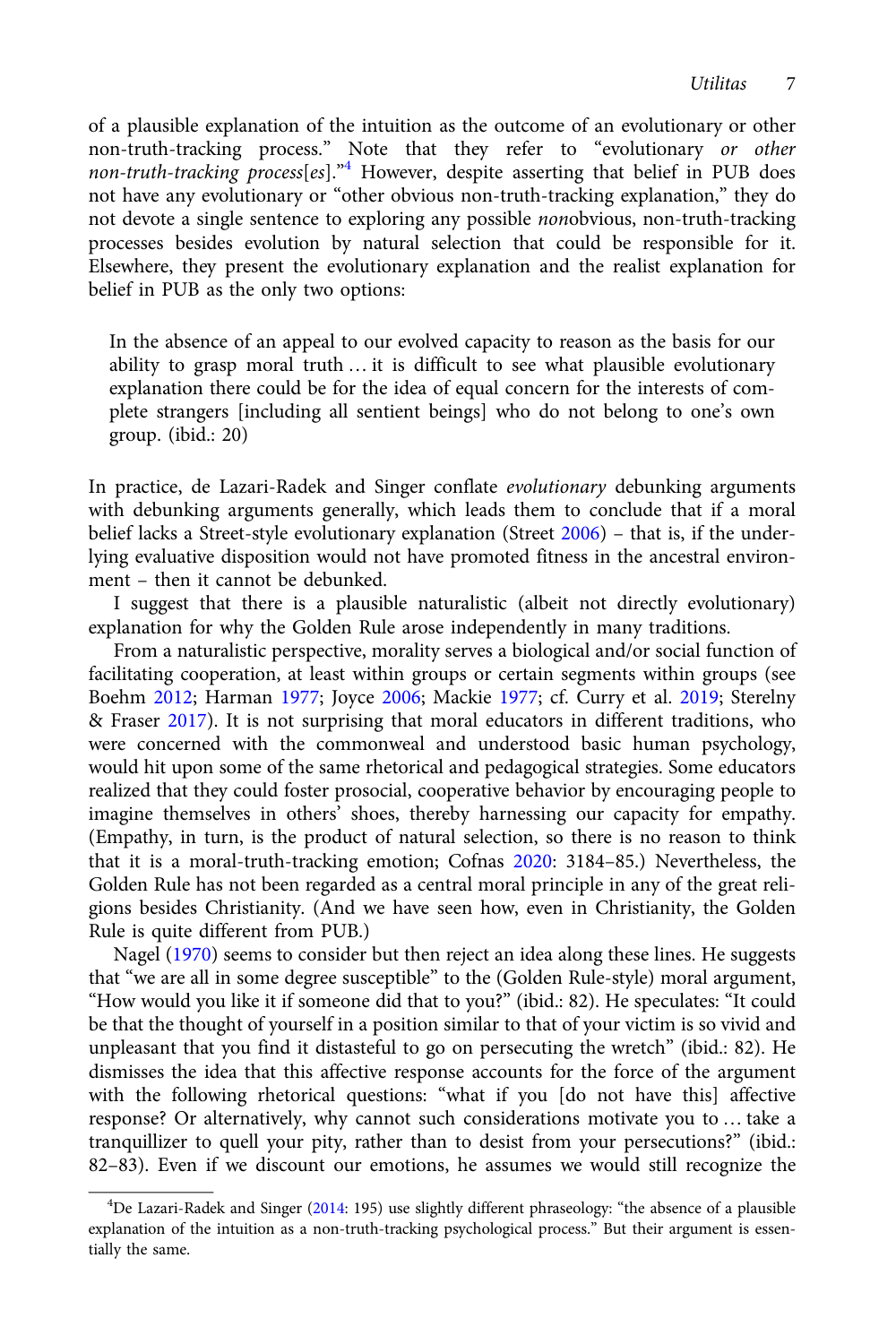of a plausible explanation of the intuition as the outcome of an evolutionary or other non-truth-tracking process." Note that they refer to "evolutionary *or other non-truth-tracking process*[*es*]."[4] However, despite asserting that belief in PUB does not have any evolutionary or "other obvious non-truth-tracking explanation," they do not devote a single sentence to exploring any possible *non*obvious, non-truth-tracking processes besides evolution by natural selection that could be responsible for it. Elsewhere, they present the evolutionary explanation and the realist explanation for belief in PUB as the only two options:

> In the absence of an appeal to our evolved capacity to reason as the basis for our ability to grasp moral truth … it is difficult to see what plausible evolutionary explanation there could be for the idea of equal concern for the interests of complete strangers [including all sentient beings] who do not belong to one's own group. (ibid.: 20)

In practice, de Lazari-Radek and Singer conflate *evolutionary* debunking arguments with debunking arguments generally, which leads them to conclude that if a moral belief lacks a Street-style evolutionary explanation (Street 2006) – that is, if the underlying evaluative disposition would not have promoted fitness in the ancestral environment – then it cannot be debunked.

I suggest that there is a plausible naturalistic (albeit not directly evolutionary) explanation for why the Golden Rule arose independently in many traditions.

From a naturalistic perspective, morality serves a biological and/or social function of facilitating cooperation, at least within groups or certain segments within groups (see Boehm 2012; Harman 1977; Joyce 2006; Mackie 1977; cf. Curry et al. 2019; Sterelny & Fraser 2017). It is not surprising that moral educators in different traditions, who were concerned with the commonweal and understood basic human psychology, would hit upon some of the same rhetorical and pedagogical strategies. Some educators realized that they could foster prosocial, cooperative behavior by encouraging people to imagine themselves in others' shoes, thereby harnessing our capacity for empathy. (Empathy, in turn, is the product of natural selection, so there is no reason to think that it is a moral-truth-tracking emotion; Cofnas 2020: 3184–85.) Nevertheless, the Golden Rule has not been regarded as a central moral principle in any of the great religions besides Christianity. (And we have seen how, even in Christianity, the Golden Rule is quite different from PUB.)

Nagel (1970) seems to consider but then reject an idea along these lines. He suggests that "we are all in some degree susceptible" to the (Golden Rule-style) moral argument, "How would you like it if someone did that to you?" (ibid.: 82). He speculates: "It could be that the thought of yourself in a position similar to that of your victim is so vivid and unpleasant that you find it distasteful to go on persecuting the wretch" (ibid.: 82). He dismisses the idea that this affective response accounts for the force of the argument with the following rhetorical questions: "what if you [do not have this] affective response? Or alternatively, why cannot such considerations motivate you to … take a tranquillizer to quell your pity, rather than to desist from your persecutions?" (ibid.: 82–83). Even if we discount our emotions, he assumes we would still recognize the

[4] De Lazari-Radek and Singer (2014: 195) use slightly different phraseology: "the absence of a plausible explanation of the intuition as a non-truth-tracking psychological process." But their argument is essentially the same.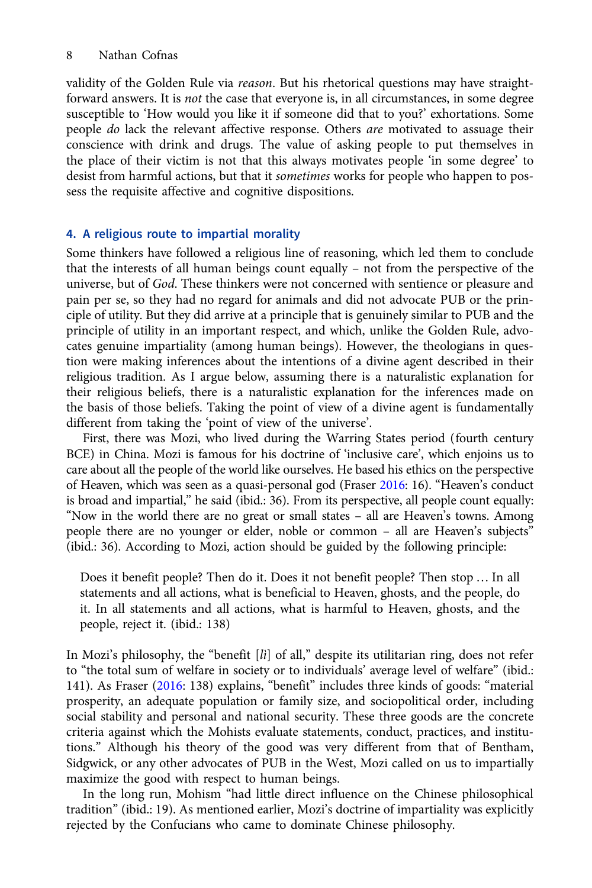validity of the Golden Rule via *reason*. But his rhetorical questions may have straightforward answers. It is *not* the case that everyone is, in all circumstances, in some degree susceptible to 'How would you like it if someone did that to you?' exhortations. Some people *do* lack the relevant affective response. Others *are* motivated to assuage their conscience with drink and drugs. The value of asking people to put themselves in the place of their victim is not that this always motivates people 'in some degree' to desist from harmful actions, but that it *sometimes* works for people who happen to possess the requisite affective and cognitive dispositions.

## 4. A religious route to impartial morality

Some thinkers have followed a religious line of reasoning, which led them to conclude that the interests of all human beings count equally – not from the perspective of the universe, but of *God*. These thinkers were not concerned with sentience or pleasure and pain per se, so they had no regard for animals and did not advocate PUB or the principle of utility. But they did arrive at a principle that is genuinely similar to PUB and the principle of utility in an important respect, and which, unlike the Golden Rule, advocates genuine impartiality (among human beings). However, the theologians in question were making inferences about the intentions of a divine agent described in their religious tradition. As I argue below, assuming there is a naturalistic explanation for their religious beliefs, there is a naturalistic explanation for the inferences made on the basis of those beliefs. Taking the point of view of a divine agent is fundamentally different from taking the 'point of view of the universe'.

First, there was Mozi, who lived during the Warring States period (fourth century BCE) in China. Mozi is famous for his doctrine of 'inclusive care', which enjoins us to care about all the people of the world like ourselves. He based his ethics on the perspective of Heaven, which was seen as a quasi-personal god (Fraser 2016: 16). "Heaven's conduct is broad and impartial," he said (ibid.: 36). From its perspective, all people count equally: "Now in the world there are no great or small states – all are Heaven's towns. Among people there are no younger or elder, noble or common – all are Heaven's subjects" (ibid.: 36). According to Mozi, action should be guided by the following principle:

> Does it benefit people? Then do it. Does it not benefit people? Then stop … In all statements and all actions, what is beneficial to Heaven, ghosts, and the people, do it. In all statements and all actions, what is harmful to Heaven, ghosts, and the people, reject it. (ibid.: 138)

In Mozi's philosophy, the "benefit [*li*] of all," despite its utilitarian ring, does not refer to "the total sum of welfare in society or to individuals' average level of welfare" (ibid.: 141). As Fraser (2016: 138) explains, "benefit" includes three kinds of goods: "material prosperity, an adequate population or family size, and sociopolitical order, including social stability and personal and national security. These three goods are the concrete criteria against which the Mohists evaluate statements, conduct, practices, and institutions." Although his theory of the good was very different from that of Bentham, Sidgwick, or any other advocates of PUB in the West, Mozi called on us to impartially maximize the good with respect to human beings.

In the long run, Mohism "had little direct influence on the Chinese philosophical tradition" (ibid.: 19). As mentioned earlier, Mozi's doctrine of impartiality was explicitly rejected by the Confucians who came to dominate Chinese philosophy.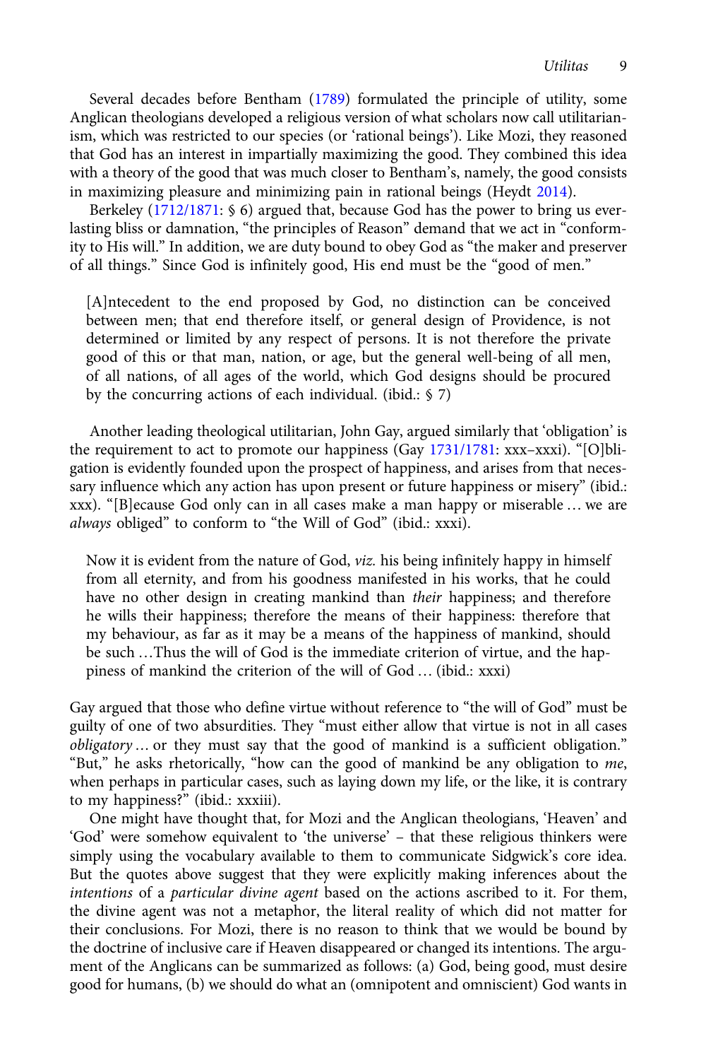Several decades before Bentham (1789) formulated the principle of utility, some Anglican theologians developed a religious version of what scholars now call utilitarianism, which was restricted to our species (or 'rational beings'). Like Mozi, they reasoned that God has an interest in impartially maximizing the good. They combined this idea with a theory of the good that was much closer to Bentham's, namely, the good consists in maximizing pleasure and minimizing pain in rational beings (Heydt 2014).

Berkeley (1712/1871: § 6) argued that, because God has the power to bring us everlasting bliss or damnation, "the principles of Reason" demand that we act in "conformity to His will." In addition, we are duty bound to obey God as "the maker and preserver of all things." Since God is infinitely good, His end must be the "good of men."

> [A]ntecedent to the end proposed by God, no distinction can be conceived between men; that end therefore itself, or general design of Providence, is not determined or limited by any respect of persons. It is not therefore the private good of this or that man, nation, or age, but the general well-being of all men, of all nations, of all ages of the world, which God designs should be procured by the concurring actions of each individual. (ibid.: § 7)

Another leading theological utilitarian, John Gay, argued similarly that 'obligation' is the requirement to act to promote our happiness (Gay 1731/1781: xxx–xxxi). "[O]bligation is evidently founded upon the prospect of happiness, and arises from that necessary influence which any action has upon present or future happiness or misery" (ibid.: xxx). "[B]ecause God only can in all cases make a man happy or miserable … we are *always* obliged" to conform to "the Will of God" (ibid.: xxxi).

> Now it is evident from the nature of God, *viz.* his being infinitely happy in himself from all eternity, and from his goodness manifested in his works, that he could have no other design in creating mankind than *their* happiness; and therefore he wills their happiness; therefore the means of their happiness: therefore that my behaviour, as far as it may be a means of the happiness of mankind, should be such …Thus the will of God is the immediate criterion of virtue, and the happiness of mankind the criterion of the will of God … (ibid.: xxxi)

Gay argued that those who define virtue without reference to "the will of God" must be guilty of one of two absurdities. They "must either allow that virtue is not in all cases *obligatory* … or they must say that the good of mankind is a sufficient obligation." "But," he asks rhetorically, "how can the good of mankind be any obligation to *me*, when perhaps in particular cases, such as laying down my life, or the like, it is contrary to my happiness?" (ibid.: xxxiii).

One might have thought that, for Mozi and the Anglican theologians, 'Heaven' and 'God' were somehow equivalent to 'the universe' – that these religious thinkers were simply using the vocabulary available to them to communicate Sidgwick's core idea. But the quotes above suggest that they were explicitly making inferences about the *intentions* of a *particular divine agent* based on the actions ascribed to it. For them, the divine agent was not a metaphor, the literal reality of which did not matter for their conclusions. For Mozi, there is no reason to think that we would be bound by the doctrine of inclusive care if Heaven disappeared or changed its intentions. The argument of the Anglicans can be summarized as follows: (a) God, being good, must desire good for humans, (b) we should do what an (omnipotent and omniscient) God wants in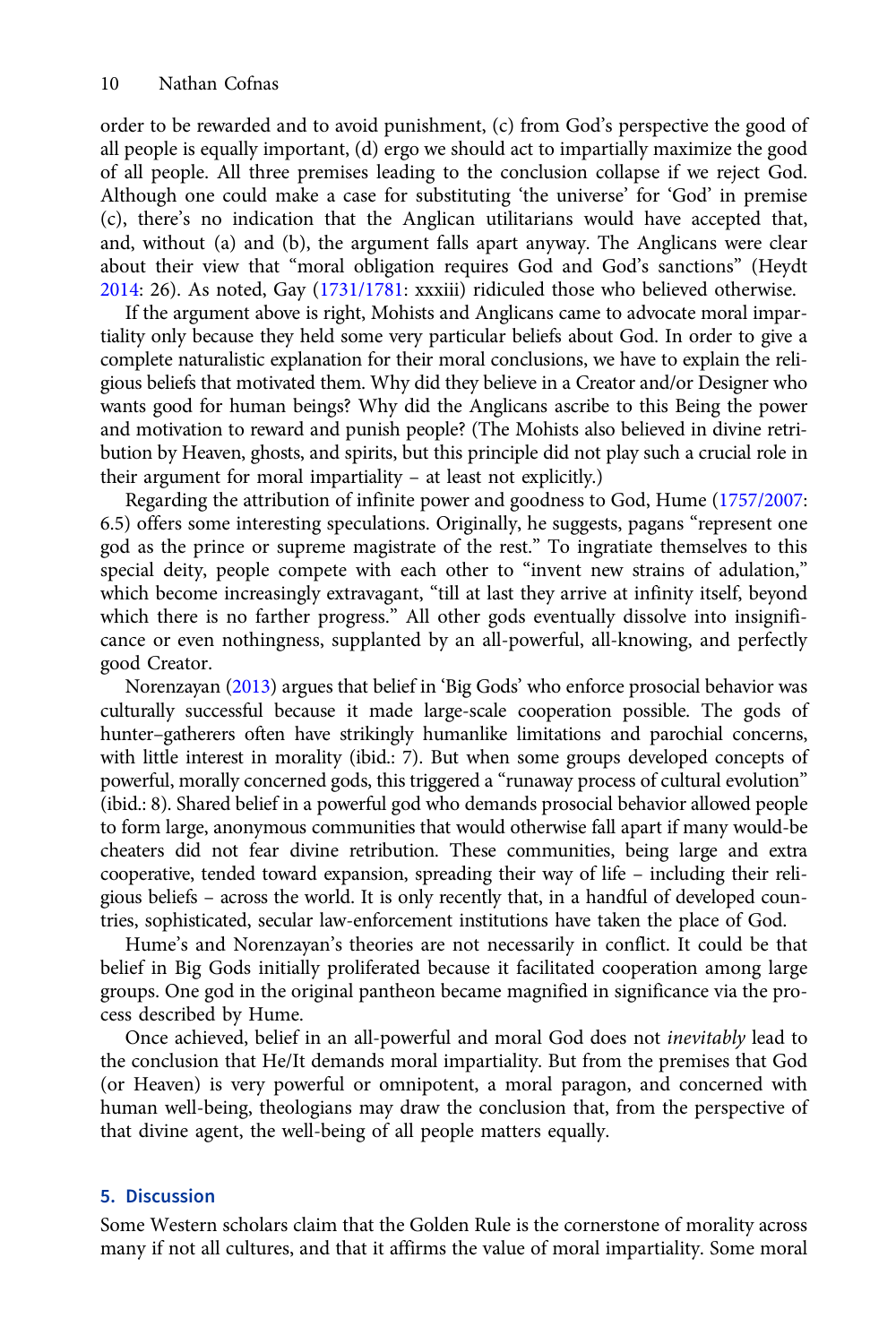order to be rewarded and to avoid punishment, (c) from God's perspective the good of all people is equally important, (d) ergo we should act to impartially maximize the good of all people. All three premises leading to the conclusion collapse if we reject God. Although one could make a case for substituting 'the universe' for 'God' in premise (c), there's no indication that the Anglican utilitarians would have accepted that, and, without (a) and (b), the argument falls apart anyway. The Anglicans were clear about their view that "moral obligation requires God and God's sanctions" (Heydt 2014: 26). As noted, Gay (1731/1781: xxxiii) ridiculed those who believed otherwise.

If the argument above is right, Mohists and Anglicans came to advocate moral impartiality only because they held some very particular beliefs about God. In order to give a complete naturalistic explanation for their moral conclusions, we have to explain the religious beliefs that motivated them. Why did they believe in a Creator and/or Designer who wants good for human beings? Why did the Anglicans ascribe to this Being the power and motivation to reward and punish people? (The Mohists also believed in divine retribution by Heaven, ghosts, and spirits, but this principle did not play such a crucial role in their argument for moral impartiality – at least not explicitly.)

Regarding the attribution of infinite power and goodness to God, Hume (1757/2007: 6.5) offers some interesting speculations. Originally, he suggests, pagans "represent one god as the prince or supreme magistrate of the rest." To ingratiate themselves to this special deity, people compete with each other to "invent new strains of adulation," which become increasingly extravagant, "till at last they arrive at infinity itself, beyond which there is no farther progress." All other gods eventually dissolve into insignificance or even nothingness, supplanted by an all-powerful, all-knowing, and perfectly good Creator.

Norenzayan (2013) argues that belief in 'Big Gods' who enforce prosocial behavior was culturally successful because it made large-scale cooperation possible. The gods of hunter–gatherers often have strikingly humanlike limitations and parochial concerns, with little interest in morality (ibid.: 7). But when some groups developed concepts of powerful, morally concerned gods, this triggered a "runaway process of cultural evolution" (ibid.: 8). Shared belief in a powerful god who demands prosocial behavior allowed people to form large, anonymous communities that would otherwise fall apart if many would-be cheaters did not fear divine retribution. These communities, being large and extra cooperative, tended toward expansion, spreading their way of life – including their religious beliefs – across the world. It is only recently that, in a handful of developed countries, sophisticated, secular law-enforcement institutions have taken the place of God.

Hume's and Norenzayan's theories are not necessarily in conflict. It could be that belief in Big Gods initially proliferated because it facilitated cooperation among large groups. One god in the original pantheon became magnified in significance via the process described by Hume.

Once achieved, belief in an all-powerful and moral God does not *inevitably* lead to the conclusion that He/It demands moral impartiality. But from the premises that God (or Heaven) is very powerful or omnipotent, a moral paragon, and concerned with human well-being, theologians may draw the conclusion that, from the perspective of that divine agent, the well-being of all people matters equally.

## 5. Discussion

Some Western scholars claim that the Golden Rule is the cornerstone of morality across many if not all cultures, and that it affirms the value of moral impartiality. Some moral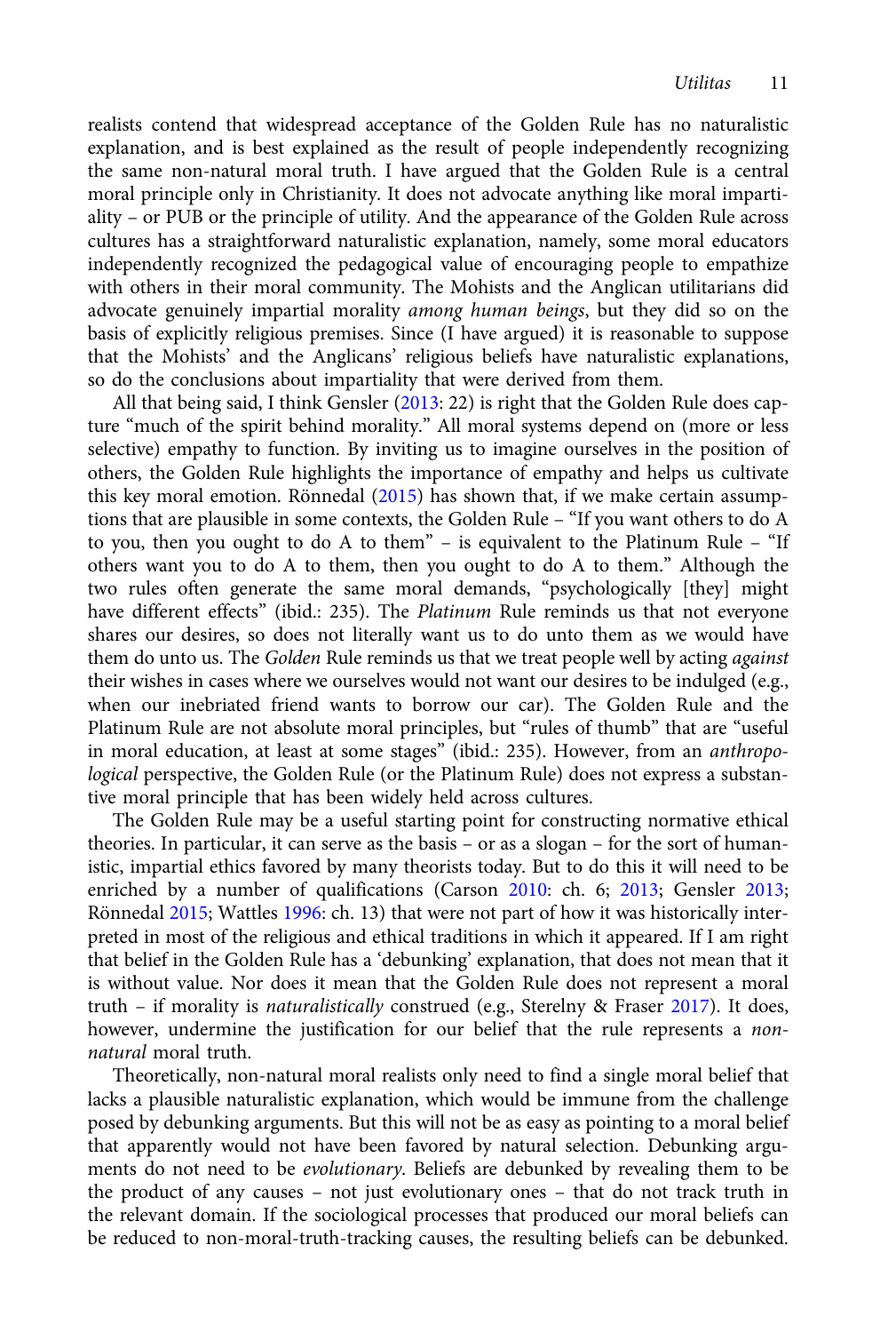realists contend that widespread acceptance of the Golden Rule has no naturalistic explanation, and is best explained as the result of people independently recognizing the same non-natural moral truth. I have argued that the Golden Rule is a central moral principle only in Christianity. It does not advocate anything like moral impartiality – or PUB or the principle of utility. And the appearance of the Golden Rule across cultures has a straightforward naturalistic explanation, namely, some moral educators independently recognized the pedagogical value of encouraging people to empathize with others in their moral community. The Mohists and the Anglican utilitarians did advocate genuinely impartial morality *among human beings*, but they did so on the basis of explicitly religious premises. Since (I have argued) it is reasonable to suppose that the Mohists' and the Anglicans' religious beliefs have naturalistic explanations, so do the conclusions about impartiality that were derived from them.

All that being said, I think Gensler (2013: 22) is right that the Golden Rule does capture "much of the spirit behind morality." All moral systems depend on (more or less selective) empathy to function. By inviting us to imagine ourselves in the position of others, the Golden Rule highlights the importance of empathy and helps us cultivate this key moral emotion. Rönnedal (2015) has shown that, if we make certain assumptions that are plausible in some contexts, the Golden Rule – "If you want others to do A to you, then you ought to do A to them" – is equivalent to the Platinum Rule – "If others want you to do A to them, then you ought to do A to them." Although the two rules often generate the same moral demands, "psychologically [they] might have different effects" (ibid.: 235). The *Platinum* Rule reminds us that not everyone shares our desires, so does not literally want us to do unto them as we would have them do unto us. The *Golden* Rule reminds us that we treat people well by acting *against* their wishes in cases where we ourselves would not want our desires to be indulged (e.g., when our inebriated friend wants to borrow our car). The Golden Rule and the Platinum Rule are not absolute moral principles, but "rules of thumb" that are "useful in moral education, at least at some stages" (ibid.: 235). However, from an *anthropological* perspective, the Golden Rule (or the Platinum Rule) does not express a substantive moral principle that has been widely held across cultures.

The Golden Rule may be a useful starting point for constructing normative ethical theories. In particular, it can serve as the basis – or as a slogan – for the sort of humanistic, impartial ethics favored by many theorists today. But to do this it will need to be enriched by a number of qualifications (Carson 2010: ch. 6; 2013; Gensler 2013; Rönnedal 2015; Wattles 1996: ch. 13) that were not part of how it was historically interpreted in most of the religious and ethical traditions in which it appeared. If I am right that belief in the Golden Rule has a 'debunking' explanation, that does not mean that it is without value. Nor does it mean that the Golden Rule does not represent a moral truth – if morality is *naturalistically* construed (e.g., Sterelny & Fraser 2017). It does, however, undermine the justification for our belief that the rule represents a *non-natural* moral truth.

Theoretically, non-natural moral realists only need to find a single moral belief that lacks a plausible naturalistic explanation, which would be immune from the challenge posed by debunking arguments. But this will not be as easy as pointing to a moral belief that apparently would not have been favored by natural selection. Debunking arguments do not need to be *evolutionary*. Beliefs are debunked by revealing them to be the product of any causes – not just evolutionary ones – that do not track truth in the relevant domain. If the sociological processes that produced our moral beliefs can be reduced to non-moral-truth-tracking causes, the resulting beliefs can be debunked.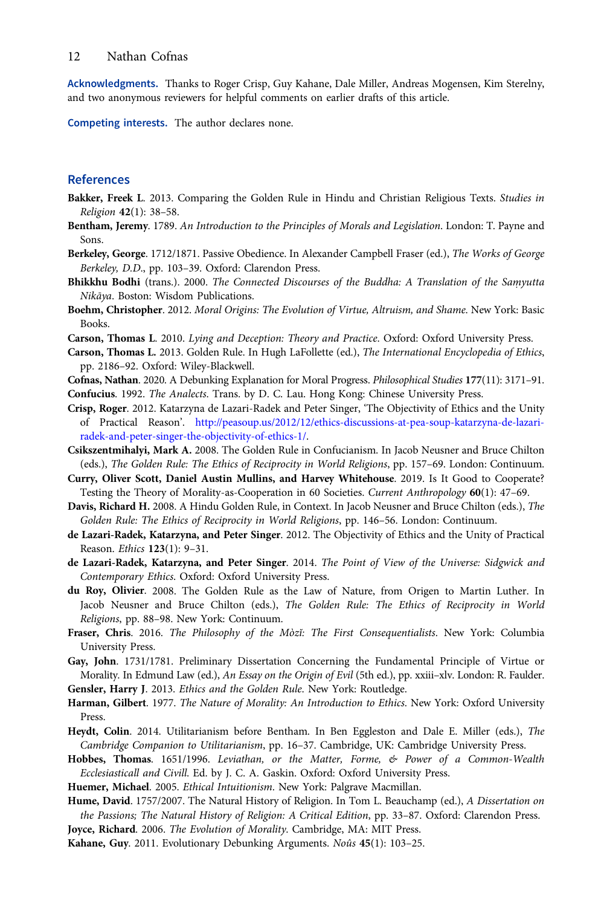**Acknowledgments.** Thanks to Roger Crisp, Guy Kahane, Dale Miller, Andreas Mogensen, Kim Sterelny, and two anonymous reviewers for helpful comments on earlier drafts of this article.

**Competing interests.** The author declares none.

## References

**Bakker, Freek L**. 2013. Comparing the Golden Rule in Hindu and Christian Religious Texts. *Studies in Religion* **42**(1): 38–58.

**Bentham, Jeremy**. 1789. *An Introduction to the Principles of Morals and Legislation*. London: T. Payne and Sons.

**Berkeley, George**. 1712/1871. Passive Obedience. In Alexander Campbell Fraser (ed.), *The Works of George Berkeley, D.D.*, pp. 103–39. Oxford: Clarendon Press.

**Bhikkhu Bodhi** (trans.). 2000. *The Connected Discourses of the Buddha: A Translation of the Samyutta Nikāya*. Boston: Wisdom Publications.

**Boehm, Christopher**. 2012. *Moral Origins: The Evolution of Virtue, Altruism, and Shame*. New York: Basic Books.

**Carson, Thomas L**. 2010. *Lying and Deception: Theory and Practice*. Oxford: Oxford University Press.

**Carson, Thomas L.** 2013. Golden Rule. In Hugh LaFollette (ed.), *The International Encyclopedia of Ethics*, pp. 2186–92. Oxford: Wiley-Blackwell.

**Cofnas, Nathan**. 2020. A Debunking Explanation for Moral Progress. *Philosophical Studies* **177**(11): 3171–91.

**Confucius**. 1992. *The Analects*. Trans. by D. C. Lau. Hong Kong: Chinese University Press.

**Crisp, Roger**. 2012. Katarzyna de Lazari-Radek and Peter Singer, 'The Objectivity of Ethics and the Unity of Practical Reason'. http://peasoup.us/2012/12/ethics-discussions-at-pea-soup-katarzyna-de-lazari-radek-and-peter-singer-the-objectivity-of-ethics-1/.

**Csikszentmihalyi, Mark A.** 2008. The Golden Rule in Confucianism. In Jacob Neusner and Bruce Chilton (eds.), *The Golden Rule: The Ethics of Reciprocity in World Religions*, pp. 157–69. London: Continuum.

**Curry, Oliver Scott, Daniel Austin Mullins, and Harvey Whitehouse**. 2019. Is It Good to Cooperate? Testing the Theory of Morality-as-Cooperation in 60 Societies. *Current Anthropology* **60**(1): 47–69.

**Davis, Richard H.** 2008. A Hindu Golden Rule, in Context. In Jacob Neusner and Bruce Chilton (eds.), *The Golden Rule: The Ethics of Reciprocity in World Religions*, pp. 146–56. London: Continuum.

**de Lazari-Radek, Katarzyna, and Peter Singer**. 2012. The Objectivity of Ethics and the Unity of Practical Reason. *Ethics* **123**(1): 9–31.

**de Lazari-Radek, Katarzyna, and Peter Singer**. 2014. *The Point of View of the Universe: Sidgwick and Contemporary Ethics*. Oxford: Oxford University Press.

**du Roy, Olivier**. 2008. The Golden Rule as the Law of Nature, from Origen to Martin Luther. In Jacob Neusner and Bruce Chilton (eds.), *The Golden Rule: The Ethics of Reciprocity in World Religions*, pp. 88–98. New York: Continuum.

**Fraser, Chris**. 2016. *The Philosophy of the Mòzĭ: The First Consequentialists*. New York: Columbia University Press.

**Gay, John**. 1731/1781. Preliminary Dissertation Concerning the Fundamental Principle of Virtue or Morality. In Edmund Law (ed.), *An Essay on the Origin of Evil* (5th ed.), pp. xxiii–xlv. London: R. Faulder.

**Gensler, Harry J**. 2013. *Ethics and the Golden Rule*. New York: Routledge.

**Harman, Gilbert**. 1977. *The Nature of Morality: An Introduction to Ethics*. New York: Oxford University Press.

**Heydt, Colin**. 2014. Utilitarianism before Bentham. In Ben Eggleston and Dale E. Miller (eds.), *The Cambridge Companion to Utilitarianism*, pp. 16–37. Cambridge, UK: Cambridge University Press.

**Hobbes, Thomas**. 1651/1996. *Leviathan, or the Matter, Forme, & Power of a Common-Wealth Ecclesiasticall and Civill*. Ed. by J. C. A. Gaskin. Oxford: Oxford University Press.

**Huemer, Michael**. 2005. *Ethical Intuitionism*. New York: Palgrave Macmillan.

**Hume, David**. 1757/2007. The Natural History of Religion. In Tom L. Beauchamp (ed.), *A Dissertation on the Passions; The Natural History of Religion: A Critical Edition*, pp. 33–87. Oxford: Clarendon Press.

**Joyce, Richard**. 2006. *The Evolution of Morality*. Cambridge, MA: MIT Press.

**Kahane, Guy**. 2011. Evolutionary Debunking Arguments. *Noûs* **45**(1): 103–25.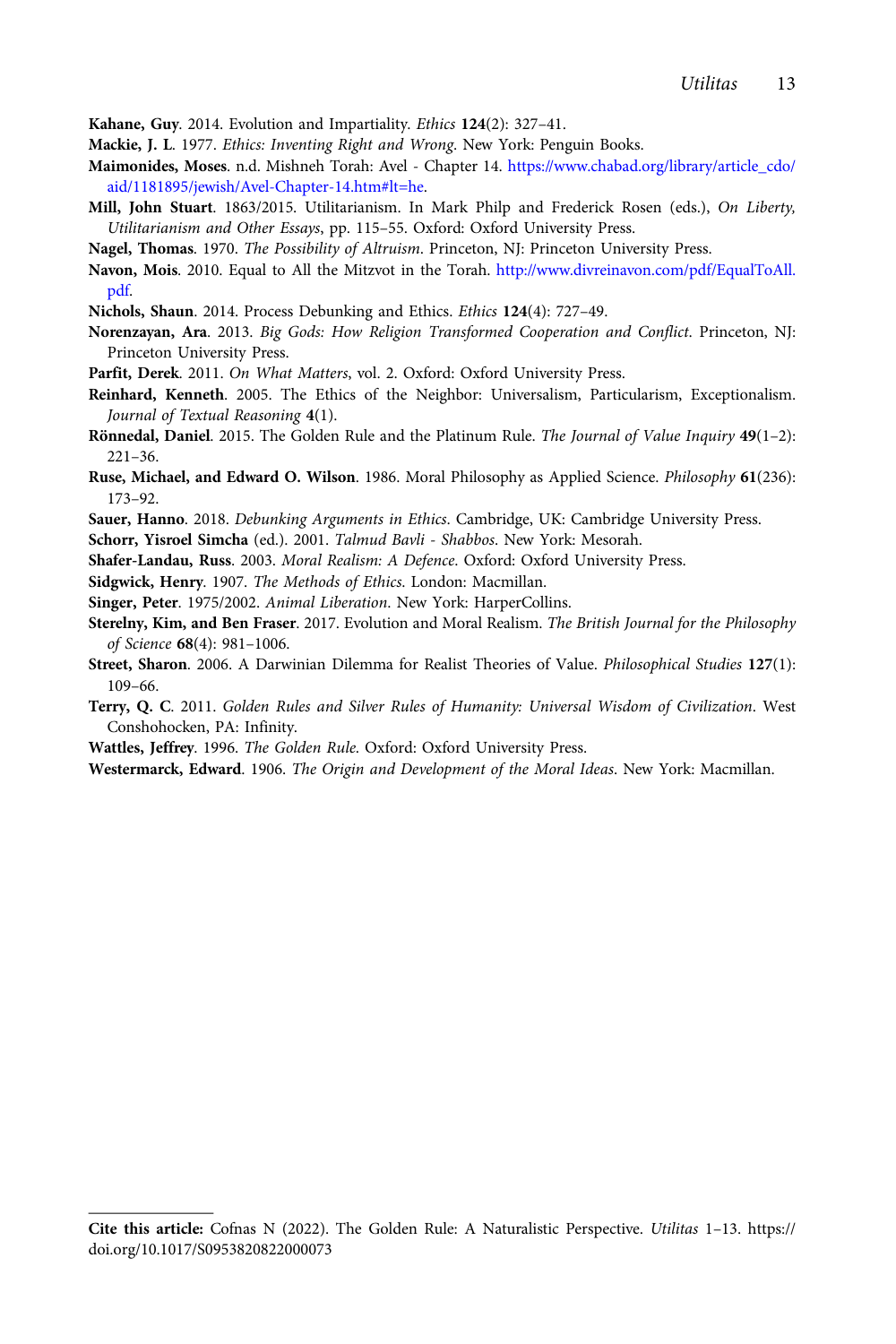**Kahane, Guy**. 2014. Evolution and Impartiality. *Ethics* **124**(2): 327–41.

**Mackie, J. L**. 1977. *Ethics: Inventing Right and Wrong*. New York: Penguin Books.

**Maimonides, Moses**. n.d. Mishneh Torah: Avel - Chapter 14. https://www.chabad.org/library/article_cdo/aid/1181895/jewish/Avel-Chapter-14.htm#lt=he.

**Mill, John Stuart**. 1863/2015. Utilitarianism. In Mark Philp and Frederick Rosen (eds.), *On Liberty, Utilitarianism and Other Essays*, pp. 115–55. Oxford: Oxford University Press.

**Nagel, Thomas**. 1970. *The Possibility of Altruism*. Princeton, NJ: Princeton University Press.

**Navon, Mois**. 2010. Equal to All the Mitzvot in the Torah. http://www.divreinavon.com/pdf/EqualToAll.pdf.

**Nichols, Shaun**. 2014. Process Debunking and Ethics. *Ethics* **124**(4): 727–49.

**Norenzayan, Ara**. 2013. *Big Gods: How Religion Transformed Cooperation and Conflict*. Princeton, NJ: Princeton University Press.

**Parfit, Derek**. 2011. *On What Matters*, vol. 2. Oxford: Oxford University Press.

**Reinhard, Kenneth**. 2005. The Ethics of the Neighbor: Universalism, Particularism, Exceptionalism. *Journal of Textual Reasoning* **4**(1).

**Rönnedal, Daniel**. 2015. The Golden Rule and the Platinum Rule. *The Journal of Value Inquiry* **49**(1–2): 221–36.

**Ruse, Michael, and Edward O. Wilson**. 1986. Moral Philosophy as Applied Science. *Philosophy* **61**(236): 173–92.

**Sauer, Hanno**. 2018. *Debunking Arguments in Ethics*. Cambridge, UK: Cambridge University Press.

**Schorr, Yisroel Simcha** (ed.). 2001. *Talmud Bavli - Shabbos*. New York: Mesorah.

**Shafer-Landau, Russ**. 2003. *Moral Realism: A Defence*. Oxford: Oxford University Press.

**Sidgwick, Henry**. 1907. *The Methods of Ethics*. London: Macmillan.

**Singer, Peter**. 1975/2002. *Animal Liberation*. New York: HarperCollins.

**Sterelny, Kim, and Ben Fraser**. 2017. Evolution and Moral Realism. *The British Journal for the Philosophy of Science* **68**(4): 981–1006.

**Street, Sharon**. 2006. A Darwinian Dilemma for Realist Theories of Value. *Philosophical Studies* **127**(1): 109–66.

**Terry, Q. C**. 2011. *Golden Rules and Silver Rules of Humanity: Universal Wisdom of Civilization*. West Conshohocken, PA: Infinity.

**Wattles, Jeffrey**. 1996. *The Golden Rule*. Oxford: Oxford University Press.

**Westermarck, Edward**. 1906. *The Origin and Development of the Moral Ideas*. New York: Macmillan.

---

**Cite this article:** Cofnas N (2022). The Golden Rule: A Naturalistic Perspective. *Utilitas* 1–13. https://doi.org/10.1017/S0953820822000073